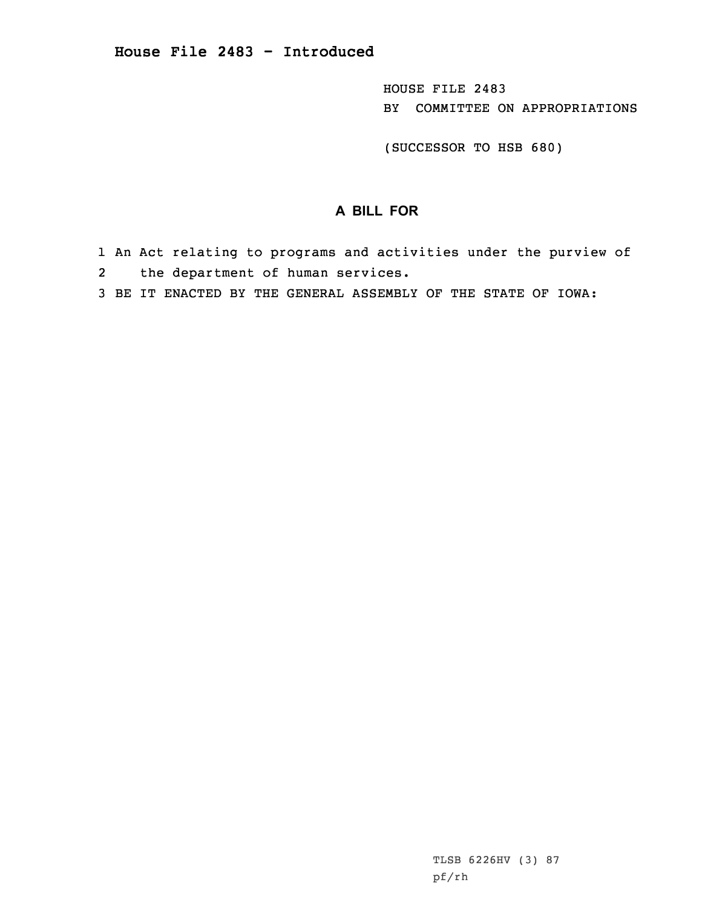# House File 2483 - Introduced

HOUSE FILE 2483
BY COMMITTEE ON APPROPRIATIONS

(SUCCESSOR TO HSB 680)

## A BILL FOR

1 An Act relating to programs and activities under the purview of
2 the department of human services.
3 BE IT ENACTED BY THE GENERAL ASSEMBLY OF THE STATE OF IOWA:

TLSB 6226HV (3) 87
pf/rh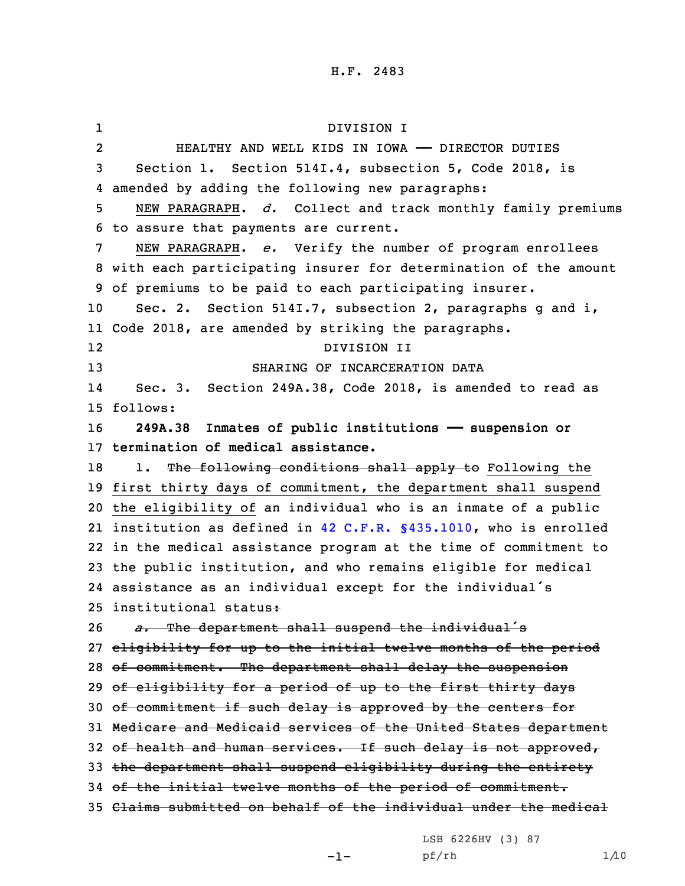H.F. 2483

DIVISION I

HEALTHY AND WELL KIDS IN IOWA —— DIRECTOR DUTIES

Section 1. Section 514I.4, subsection 5, Code 2018, is amended by adding the following new paragraphs:

NEW PARAGRAPH. *d.* Collect and track monthly family premiums to assure that payments are current.

NEW PARAGRAPH. *e.* Verify the number of program enrollees with each participating insurer for determination of the amount of premiums to be paid to each participating insurer.

Sec. 2. Section 514I.7, subsection 2, paragraphs g and i, Code 2018, are amended by striking the paragraphs.

DIVISION II

SHARING OF INCARCERATION DATA

Sec. 3. Section 249A.38, Code 2018, is amended to read as follows:

**249A.38 Inmates of public institutions —— suspension or termination of medical assistance.**

1. ~~The following conditions shall apply to~~ Following the first thirty days of commitment, the department shall suspend the eligibility of an individual who is an inmate of a public institution as defined in 42 C.F.R. §435.1010, who is enrolled in the medical assistance program at the time of commitment to the public institution, and who remains eligible for medical assistance as an individual except for the individual's institutional status~~:~~

~~*a.* The department shall suspend the individual's eligibility for up to the initial twelve months of the period of commitment. The department shall delay the suspension of eligibility for a period of up to the first thirty days of commitment if such delay is approved by the centers for Medicare and Medicaid services of the United States department of health and human services. If such delay is not approved, the department shall suspend eligibility during the entirety of the initial twelve months of the period of commitment. Claims submitted on behalf of the individual under the medical~~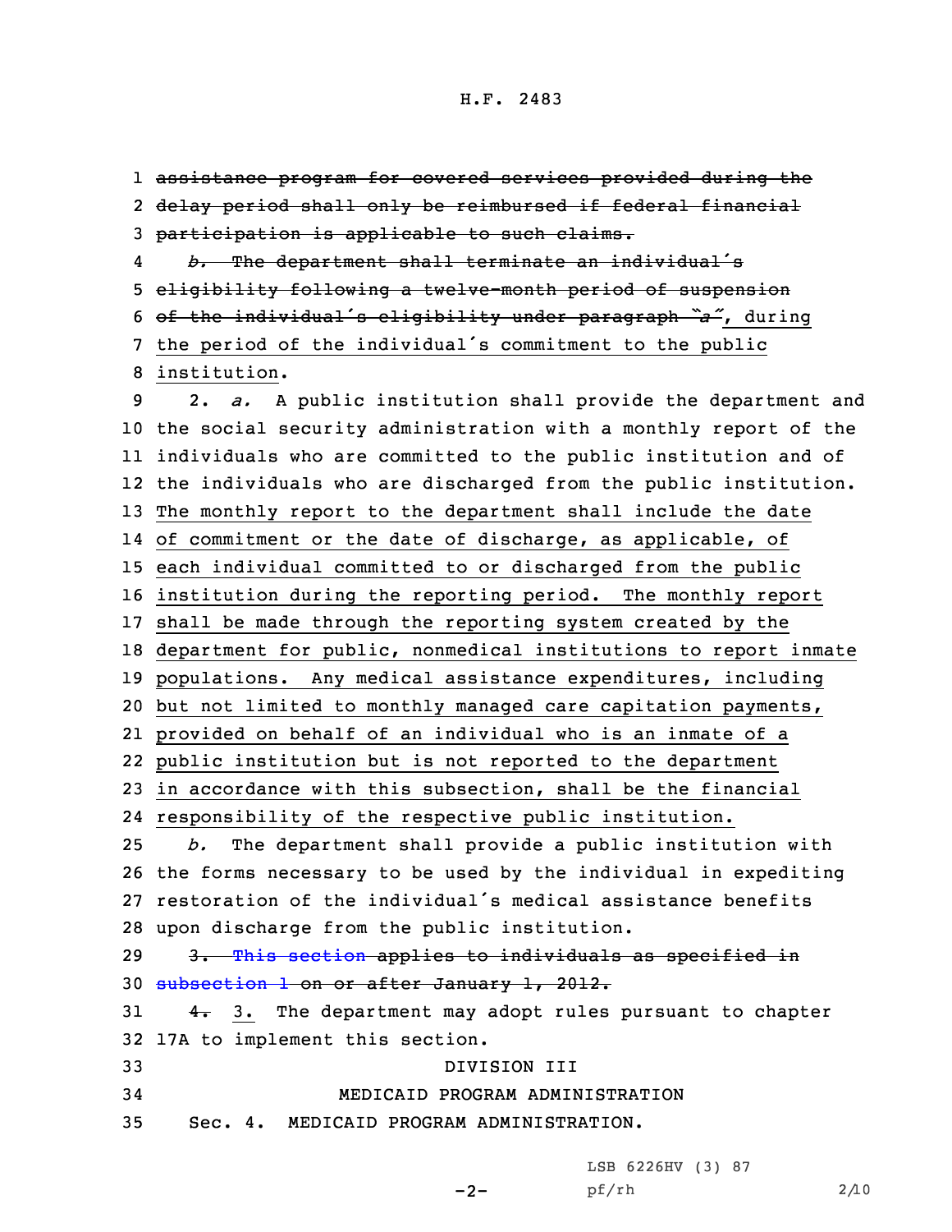~~assistance program for covered services provided during the delay period shall only be reimbursed if federal financial participation is applicable to such claims.~~

~~*b.* The department shall terminate an individual's eligibility following a twelve-month period of suspension of the individual's eligibility under paragraph "a"~~, during the period of the individual's commitment to the public institution.

2. *a.* A public institution shall provide the department and the social security administration with a monthly report of the individuals who are committed to the public institution and of the individuals who are discharged from the public institution. The monthly report to the department shall include the date of commitment or the date of discharge, as applicable, of each individual committed to or discharged from the public institution during the reporting period. The monthly report shall be made through the reporting system created by the department for public, nonmedical institutions to report inmate populations. Any medical assistance expenditures, including but not limited to monthly managed care capitation payments, provided on behalf of an individual who is an inmate of a public institution but is not reported to the department in accordance with this subsection, shall be the financial responsibility of the respective public institution.

*b.* The department shall provide a public institution with the forms necessary to be used by the individual in expediting restoration of the individual's medical assistance benefits upon discharge from the public institution.

~~3. This section applies to individuals as specified in subsection 1 on or after January 1, 2012.~~

~~4.~~ 3. The department may adopt rules pursuant to chapter 17A to implement this section.

DIVISION III

MEDICAID PROGRAM ADMINISTRATION

Sec. 4. MEDICAID PROGRAM ADMINISTRATION.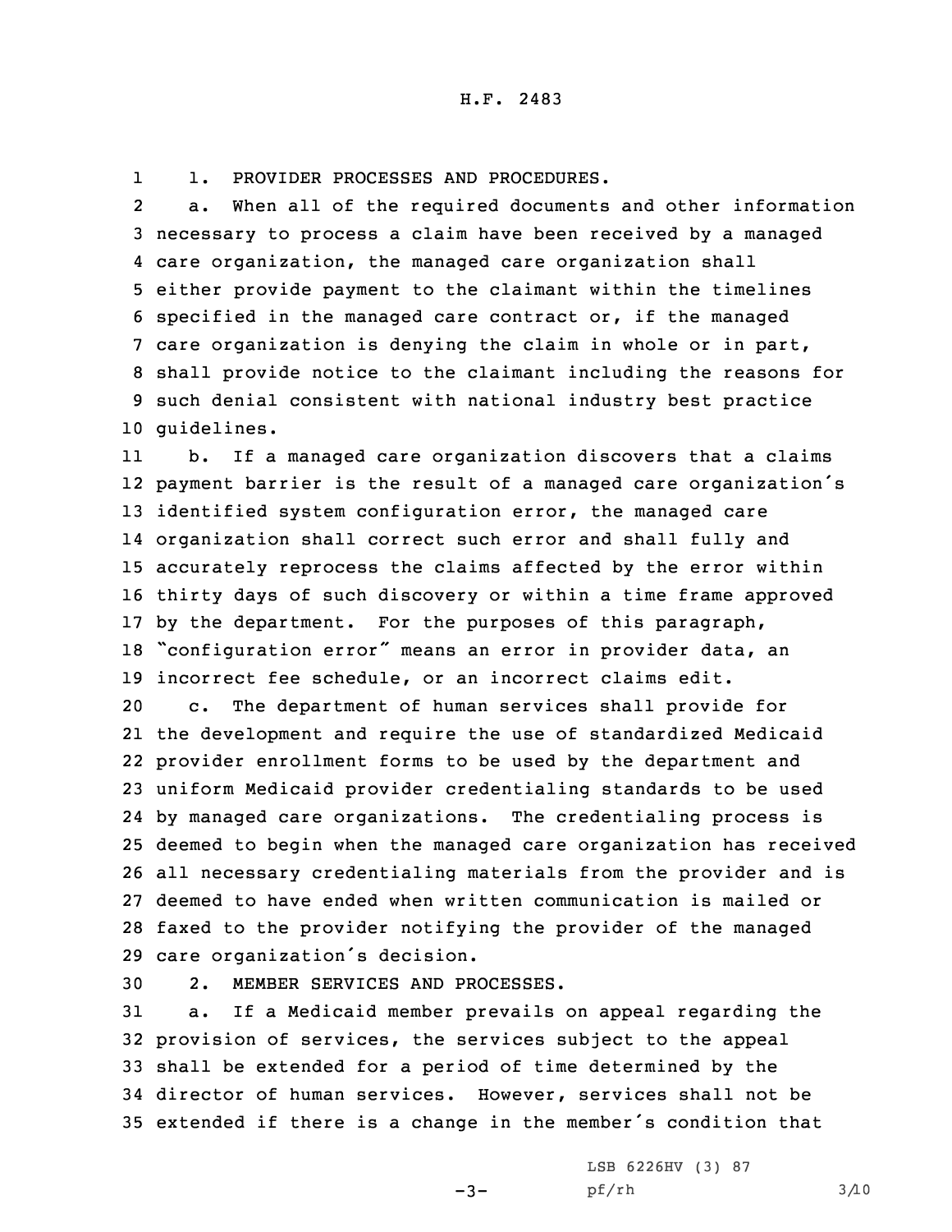1. PROVIDER PROCESSES AND PROCEDURES.

a. When all of the required documents and other information necessary to process a claim have been received by a managed care organization, the managed care organization shall either provide payment to the claimant within the timelines specified in the managed care contract or, if the managed care organization is denying the claim in whole or in part, shall provide notice to the claimant including the reasons for such denial consistent with national industry best practice guidelines.

b. If a managed care organization discovers that a claims payment barrier is the result of a managed care organization's identified system configuration error, the managed care organization shall correct such error and shall fully and accurately reprocess the claims affected by the error within thirty days of such discovery or within a time frame approved by the department. For the purposes of this paragraph, "configuration error" means an error in provider data, an incorrect fee schedule, or an incorrect claims edit.

c. The department of human services shall provide for the development and require the use of standardized Medicaid provider enrollment forms to be used by the department and uniform Medicaid provider credentialing standards to be used by managed care organizations. The credentialing process is deemed to begin when the managed care organization has received all necessary credentialing materials from the provider and is deemed to have ended when written communication is mailed or faxed to the provider notifying the provider of the managed care organization's decision.

2. MEMBER SERVICES AND PROCESSES.

a. If a Medicaid member prevails on appeal regarding the provision of services, the services subject to the appeal shall be extended for a period of time determined by the director of human services. However, services shall not be extended if there is a change in the member's condition that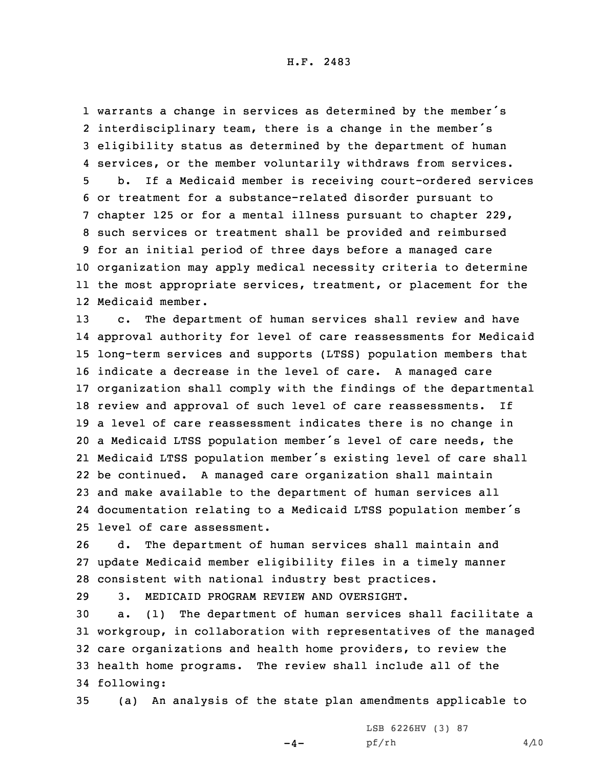warrants a change in services as determined by the member's interdisciplinary team, there is a change in the member's eligibility status as determined by the department of human services, or the member voluntarily withdraws from services.

b. If a Medicaid member is receiving court-ordered services or treatment for a substance-related disorder pursuant to chapter 125 or for a mental illness pursuant to chapter 229, such services or treatment shall be provided and reimbursed for an initial period of three days before a managed care organization may apply medical necessity criteria to determine the most appropriate services, treatment, or placement for the Medicaid member.

c. The department of human services shall review and have approval authority for level of care reassessments for Medicaid long-term services and supports (LTSS) population members that indicate a decrease in the level of care. A managed care organization shall comply with the findings of the departmental review and approval of such level of care reassessments. If a level of care reassessment indicates there is no change in a Medicaid LTSS population member's level of care needs, the Medicaid LTSS population member's existing level of care shall be continued. A managed care organization shall maintain and make available to the department of human services all documentation relating to a Medicaid LTSS population member's level of care assessment.

d. The department of human services shall maintain and update Medicaid member eligibility files in a timely manner consistent with national industry best practices.

3. MEDICAID PROGRAM REVIEW AND OVERSIGHT.

a. (1) The department of human services shall facilitate a workgroup, in collaboration with representatives of the managed care organizations and health home providers, to review the health home programs. The review shall include all of the following:

(a) An analysis of the state plan amendments applicable to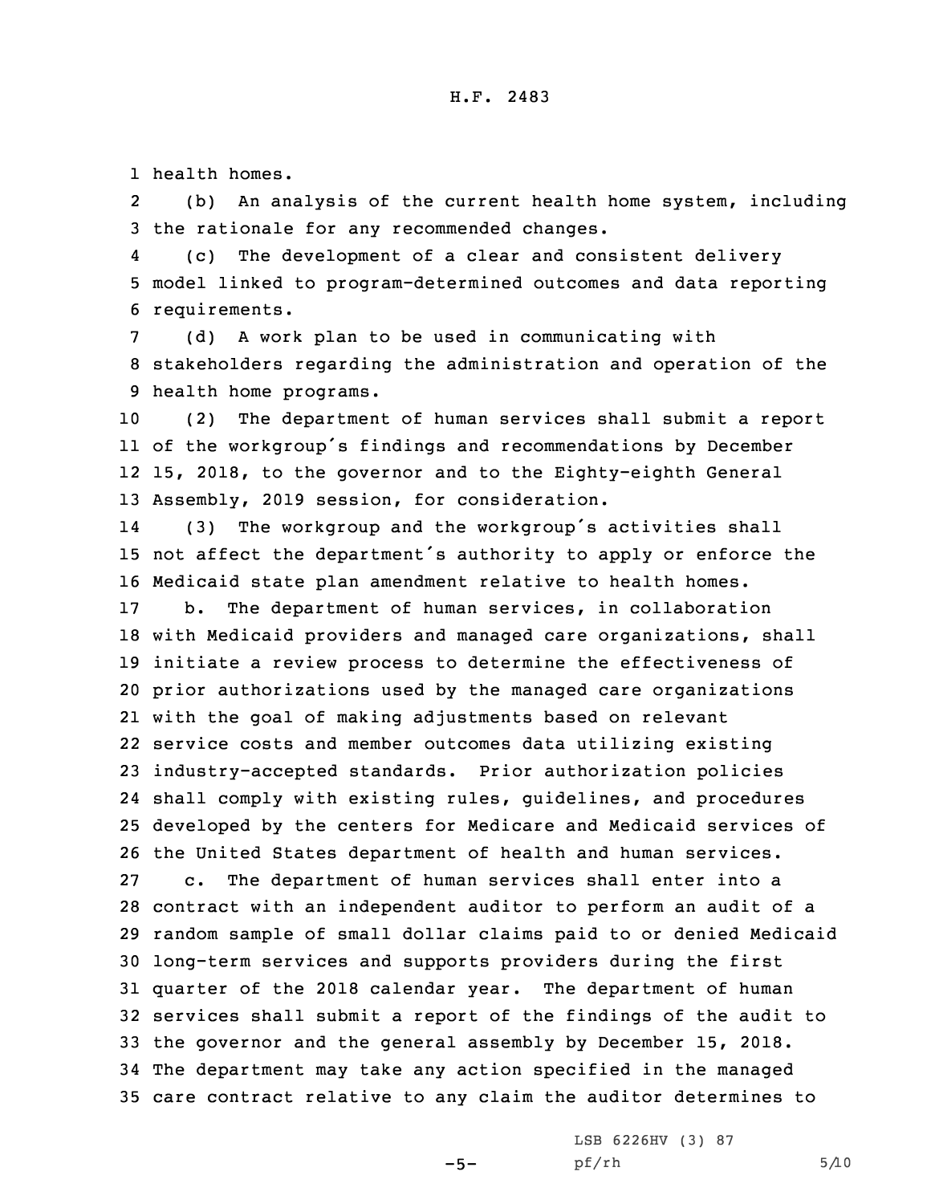health homes.

(b) An analysis of the current health home system, including the rationale for any recommended changes.

(c) The development of a clear and consistent delivery model linked to program-determined outcomes and data reporting requirements.

(d) A work plan to be used in communicating with stakeholders regarding the administration and operation of the health home programs.

(2) The department of human services shall submit a report of the workgroup's findings and recommendations by December 15, 2018, to the governor and to the Eighty-eighth General Assembly, 2019 session, for consideration.

(3) The workgroup and the workgroup's activities shall not affect the department's authority to apply or enforce the Medicaid state plan amendment relative to health homes.

b. The department of human services, in collaboration with Medicaid providers and managed care organizations, shall initiate a review process to determine the effectiveness of prior authorizations used by the managed care organizations with the goal of making adjustments based on relevant service costs and member outcomes data utilizing existing industry-accepted standards. Prior authorization policies shall comply with existing rules, guidelines, and procedures developed by the centers for Medicare and Medicaid services of the United States department of health and human services.

c. The department of human services shall enter into a contract with an independent auditor to perform an audit of a random sample of small dollar claims paid to or denied Medicaid long-term services and supports providers during the first quarter of the 2018 calendar year. The department of human services shall submit a report of the findings of the audit to the governor and the general assembly by December 15, 2018. The department may take any action specified in the managed care contract relative to any claim the auditor determines to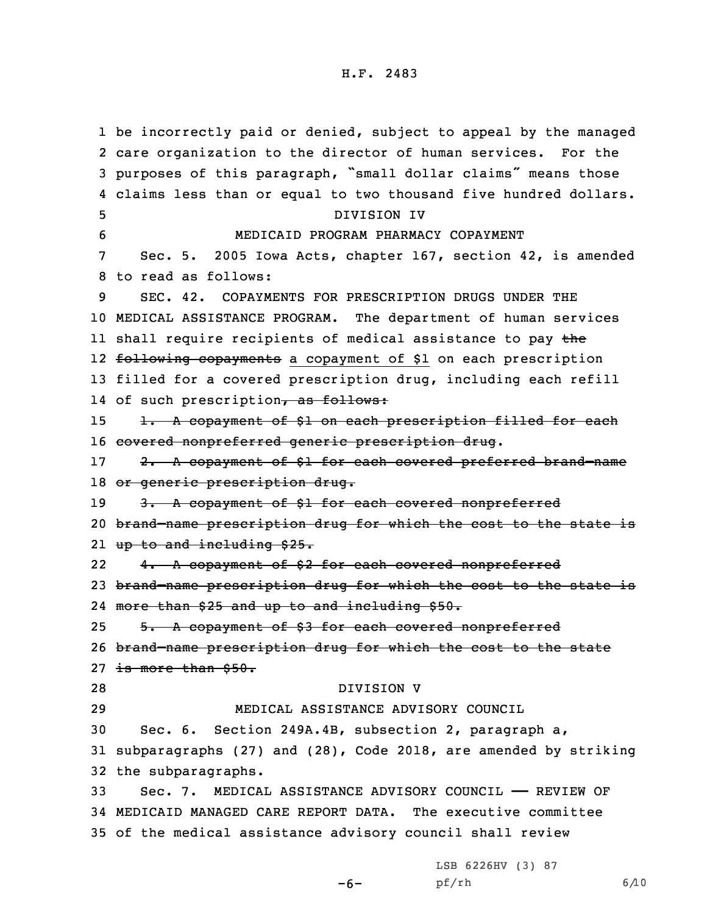be incorrectly paid or denied, subject to appeal by the managed care organization to the director of human services. For the purposes of this paragraph, "small dollar claims" means those claims less than or equal to two thousand five hundred dollars.

DIVISION IV

MEDICAID PROGRAM PHARMACY COPAYMENT

Sec. 5. 2005 Iowa Acts, chapter 167, section 42, is amended to read as follows:

SEC. 42. COPAYMENTS FOR PRESCRIPTION DRUGS UNDER THE MEDICAL ASSISTANCE PROGRAM. The department of human services shall require recipients of medical assistance to pay ~~the following copayments~~ a copayment of $1 on each prescription filled for a covered prescription drug, including each refill of such prescription~~, as follows:~~

~~1. A copayment of $1 on each prescription filled for each covered nonpreferred generic prescription drug~~.

~~2. A copayment of $1 for each covered preferred brand-name or generic prescription drug.~~

~~3. A copayment of $1 for each covered nonpreferred brand-name prescription drug for which the cost to the state is up to and including $25.~~

~~4. A copayment of $2 for each covered nonpreferred brand-name prescription drug for which the cost to the state is more than $25 and up to and including $50.~~

~~5. A copayment of $3 for each covered nonpreferred brand-name prescription drug for which the cost to the state is more than $50.~~

DIVISION V

MEDICAL ASSISTANCE ADVISORY COUNCIL

Sec. 6. Section 249A.4B, subsection 2, paragraph a, subparagraphs (27) and (28), Code 2018, are amended by striking the subparagraphs.

Sec. 7. MEDICAL ASSISTANCE ADVISORY COUNCIL —— REVIEW OF MEDICAID MANAGED CARE REPORT DATA. The executive committee of the medical assistance advisory council shall review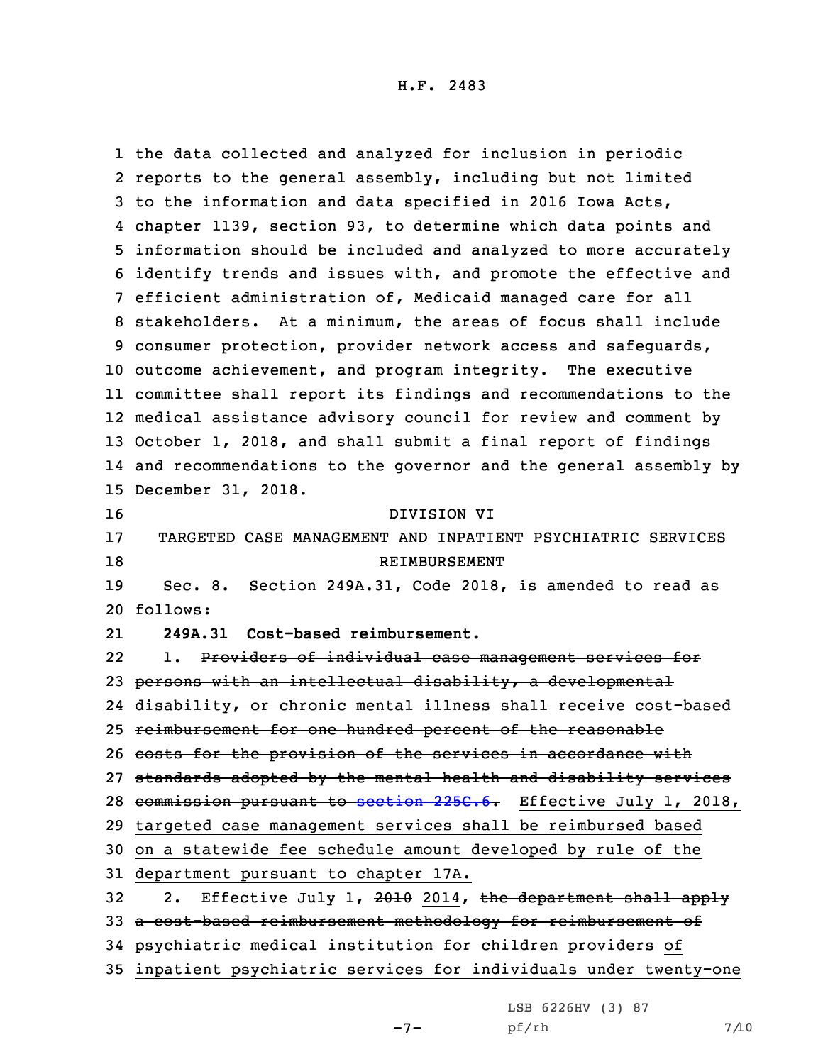the data collected and analyzed for inclusion in periodic reports to the general assembly, including but not limited to the information and data specified in 2016 Iowa Acts, chapter 1139, section 93, to determine which data points and information should be included and analyzed to more accurately identify trends and issues with, and promote the effective and efficient administration of, Medicaid managed care for all stakeholders. At a minimum, the areas of focus shall include consumer protection, provider network access and safeguards, outcome achievement, and program integrity. The executive committee shall report its findings and recommendations to the medical assistance advisory council for review and comment by October 1, 2018, and shall submit a final report of findings and recommendations to the governor and the general assembly by December 31, 2018.

DIVISION VI

TARGETED CASE MANAGEMENT AND INPATIENT PSYCHIATRIC SERVICES REIMBURSEMENT

Sec. 8. Section 249A.31, Code 2018, is amended to read as follows:

**249A.31 Cost-based reimbursement.**

1. ~~Providers of individual case management services for persons with an intellectual disability, a developmental disability, or chronic mental illness shall receive cost-based reimbursement for one hundred percent of the reasonable costs for the provision of the services in accordance with standards adopted by the mental health and disability services commission pursuant to section 225C.6.~~ <u>Effective July 1, 2018, targeted case management services shall be reimbursed based on a statewide fee schedule amount developed by rule of the department pursuant to chapter 17A.</u>

2. Effective July 1, ~~2010~~ <u>2014</u>, ~~the department shall apply a cost-based reimbursement methodology for reimbursement of psychiatric medical institution for children~~ providers <u>of inpatient psychiatric services for individuals under twenty-one</u>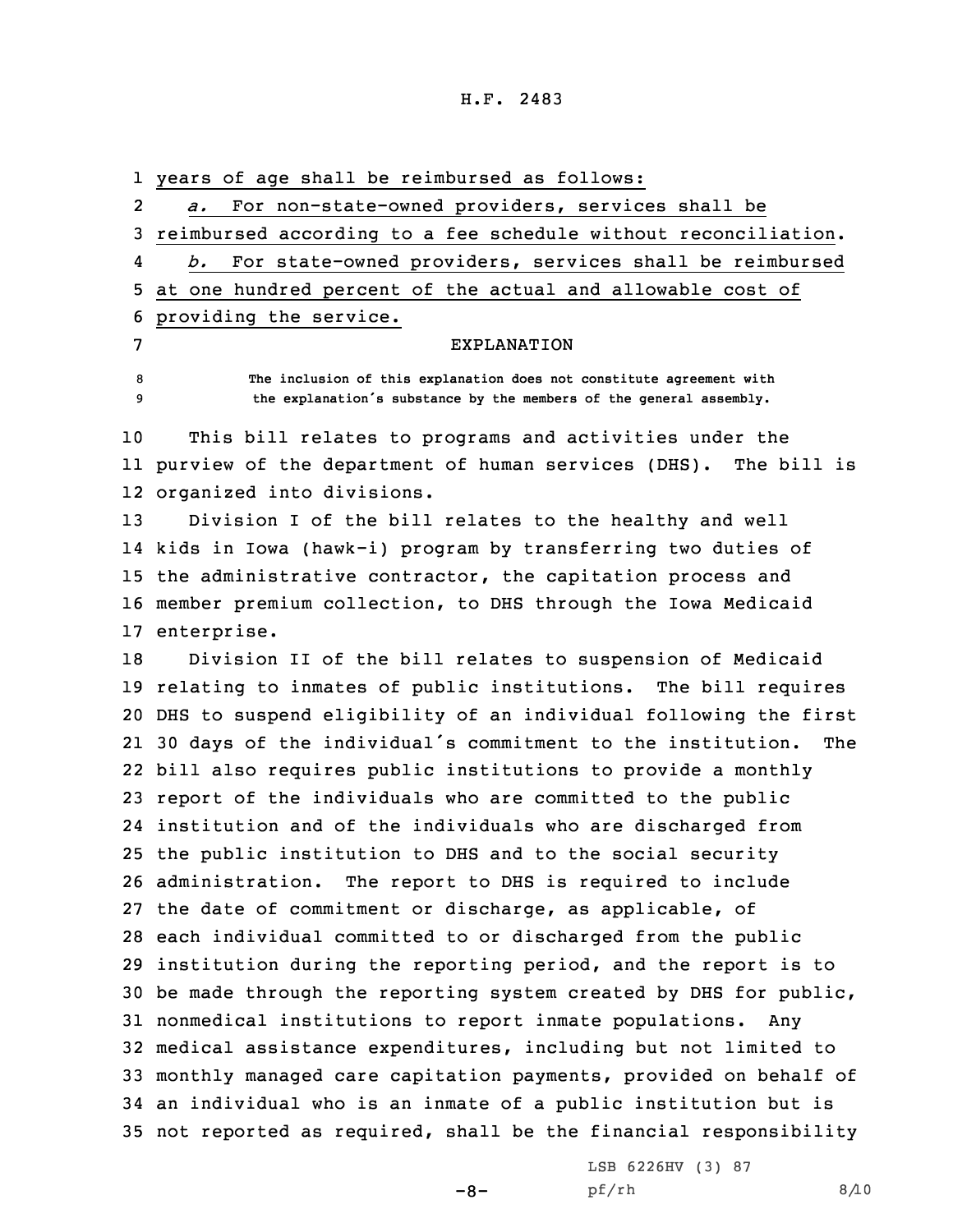years of age shall be reimbursed as follows:

*a.* For non-state-owned providers, services shall be reimbursed according to a fee schedule without reconciliation.

*b.* For state-owned providers, services shall be reimbursed at one hundred percent of the actual and allowable cost of providing the service.

EXPLANATION

The inclusion of this explanation does not constitute agreement with the explanation's substance by the members of the general assembly.

This bill relates to programs and activities under the purview of the department of human services (DHS). The bill is organized into divisions.

Division I of the bill relates to the healthy and well kids in Iowa (hawk-i) program by transferring two duties of the administrative contractor, the capitation process and member premium collection, to DHS through the Iowa Medicaid enterprise.

Division II of the bill relates to suspension of Medicaid relating to inmates of public institutions. The bill requires DHS to suspend eligibility of an individual following the first 30 days of the individual's commitment to the institution. The bill also requires public institutions to provide a monthly report of the individuals who are committed to the public institution and of the individuals who are discharged from the public institution to DHS and to the social security administration. The report to DHS is required to include the date of commitment or discharge, as applicable, of each individual committed to or discharged from the public institution during the reporting period, and the report is to be made through the reporting system created by DHS for public, nonmedical institutions to report inmate populations. Any medical assistance expenditures, including but not limited to monthly managed care capitation payments, provided on behalf of an individual who is an inmate of a public institution but is not reported as required, shall be the financial responsibility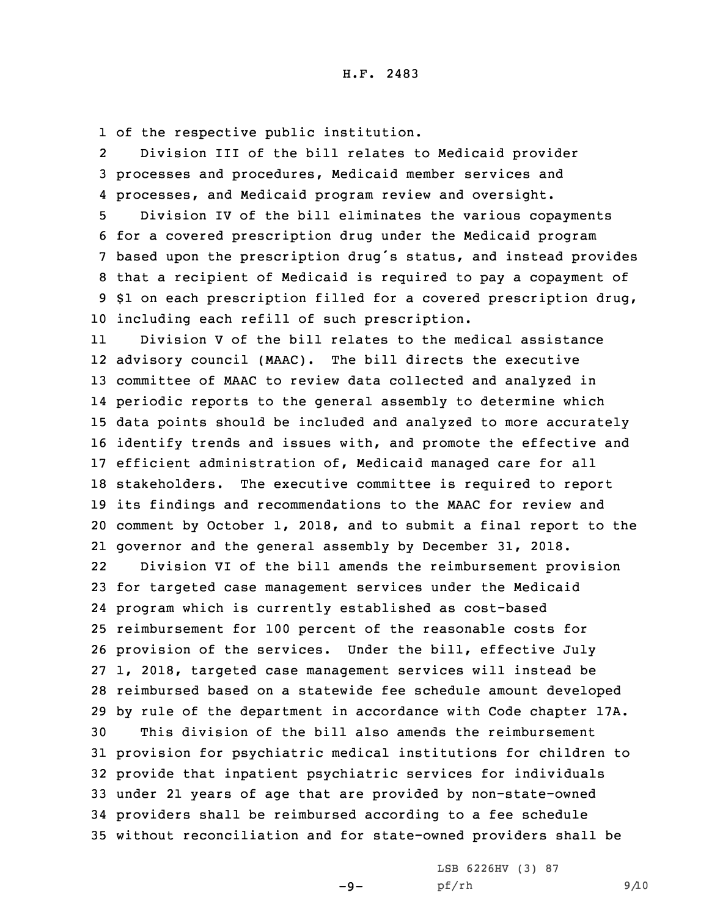of the respective public institution.

Division III of the bill relates to Medicaid provider processes and procedures, Medicaid member services and processes, and Medicaid program review and oversight.

Division IV of the bill eliminates the various copayments for a covered prescription drug under the Medicaid program based upon the prescription drug's status, and instead provides that a recipient of Medicaid is required to pay a copayment of $1 on each prescription filled for a covered prescription drug, including each refill of such prescription.

Division V of the bill relates to the medical assistance advisory council (MAAC). The bill directs the executive committee of MAAC to review data collected and analyzed in periodic reports to the general assembly to determine which data points should be included and analyzed to more accurately identify trends and issues with, and promote the effective and efficient administration of, Medicaid managed care for all stakeholders. The executive committee is required to report its findings and recommendations to the MAAC for review and comment by October 1, 2018, and to submit a final report to the governor and the general assembly by December 31, 2018.

Division VI of the bill amends the reimbursement provision for targeted case management services under the Medicaid program which is currently established as cost-based reimbursement for 100 percent of the reasonable costs for provision of the services. Under the bill, effective July 1, 2018, targeted case management services will instead be reimbursed based on a statewide fee schedule amount developed by rule of the department in accordance with Code chapter 17A.

This division of the bill also amends the reimbursement provision for psychiatric medical institutions for children to provide that inpatient psychiatric services for individuals under 21 years of age that are provided by non-state-owned providers shall be reimbursed according to a fee schedule without reconciliation and for state-owned providers shall be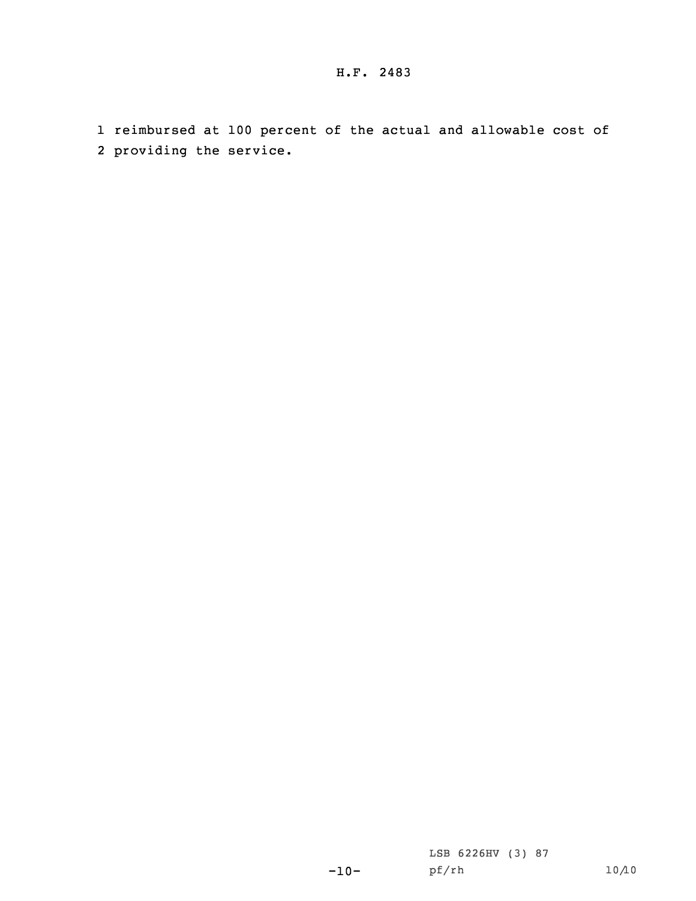1 reimbursed at 100 percent of the actual and allowable cost of
2 providing the service.